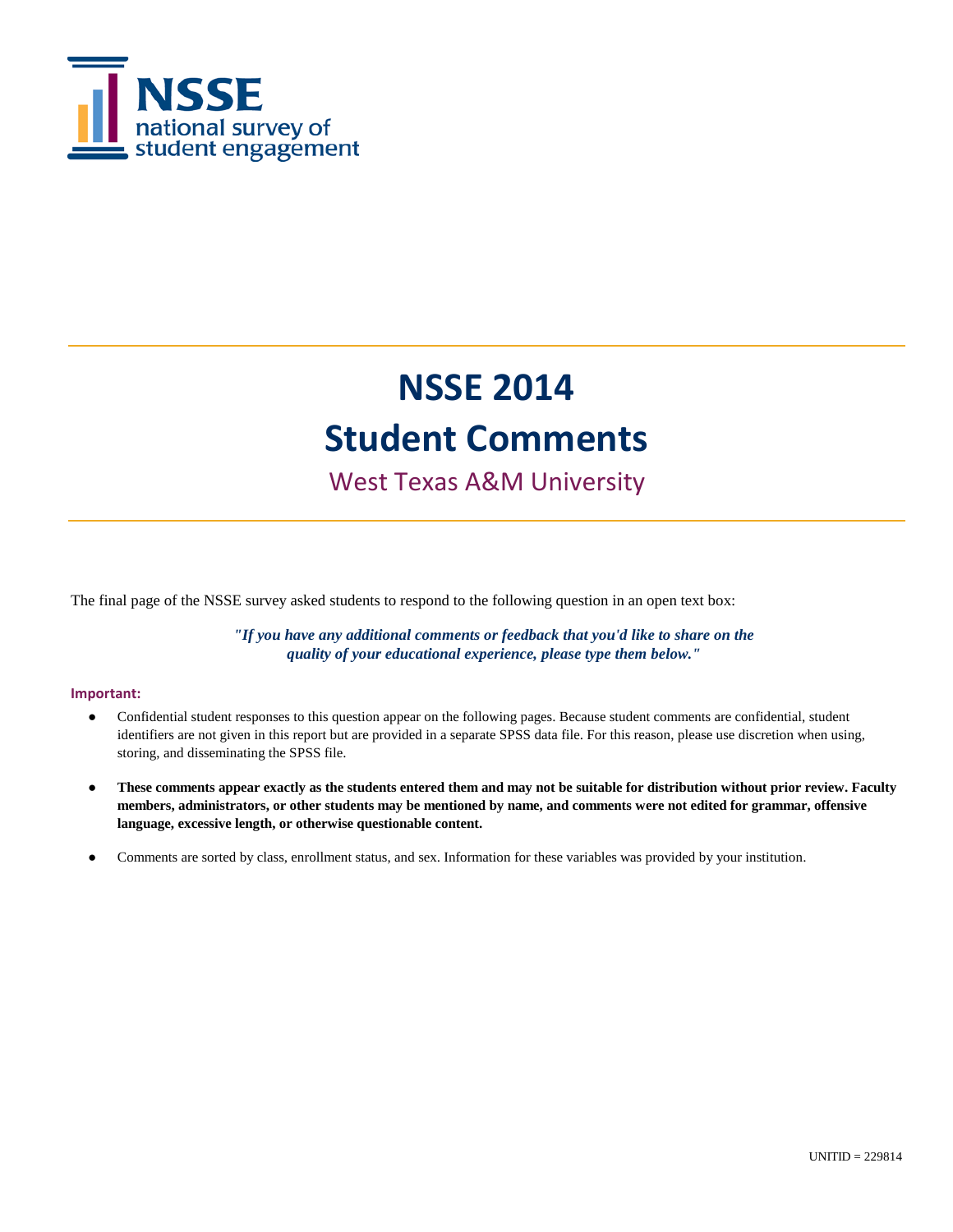NSSE
national survey of
student engagement

# NSSE 2014

# Student Comments

## West Texas A&M University

The final page of the NSSE survey asked students to respond to the following question in an open text box:

***"If you have any additional comments or feedback that you'd like to share on the quality of your educational experience, please type them below."***

**Important:**

- Confidential student responses to this question appear on the following pages. Because student comments are confidential, student identifiers are not given in this report but are provided in a separate SPSS data file. For this reason, please use discretion when using, storing, and disseminating the SPSS file.
- **These comments appear exactly as the students entered them and may not be suitable for distribution without prior review. Faculty members, administrators, or other students may be mentioned by name, and comments were not edited for grammar, offensive language, excessive length, or otherwise questionable content.**
- Comments are sorted by class, enrollment status, and sex. Information for these variables was provided by your institution.

UNITID = 229814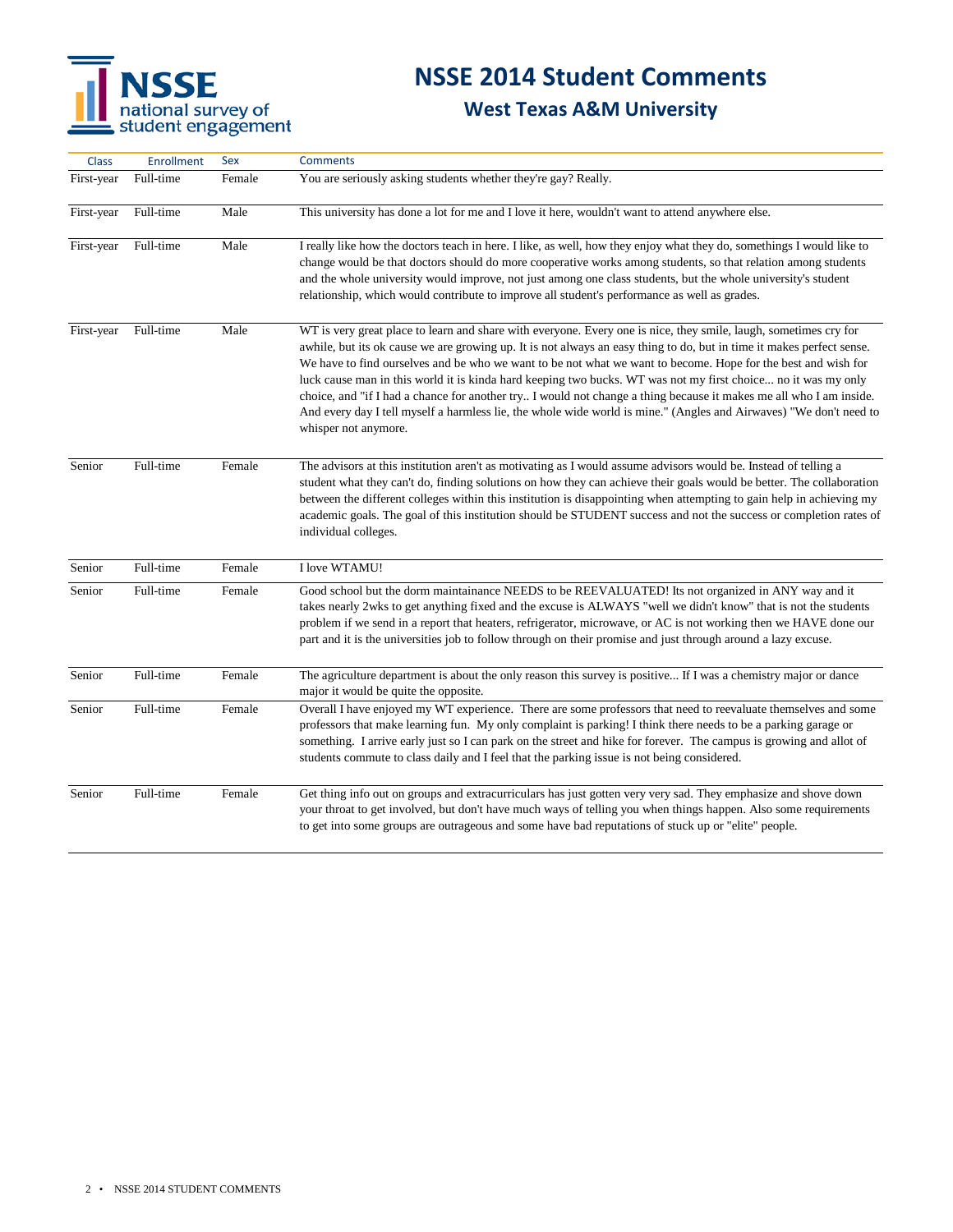# NSSE 2014 Student Comments

## West Texas A&M University

| Class | Enrollment | Sex | Comments |
|---|---|---|---|
| First-year | Full-time | Female | You are seriously asking students whether they're gay? Really. |
| First-year | Full-time | Male | This university has done a lot for me and I love it here, wouldn't want to attend anywhere else. |
| First-year | Full-time | Male | I really like how the doctors teach in here. I like, as well, how they enjoy what they do, somethings I would like to change would be that doctors should do more cooperative works among students, so that relation among students and the whole university would improve, not just among one class students, but the whole university's student relationship, which would contribute to improve all student's performance as well as grades. |
| First-year | Full-time | Male | WT is very great place to learn and share with everyone. Every one is nice, they smile, laugh, sometimes cry for awhile, but its ok cause we are growing up. It is not always an easy thing to do, but in time it makes perfect sense. We have to find ourselves and be who we want to be not what we want to become. Hope for the best and wish for luck cause man in this world it is kinda hard keeping two bucks. WT was not my first choice... no it was my only choice, and "if I had a chance for another try.. I would not change a thing because it makes me all who I am inside. And every day I tell myself a harmless lie, the whole wide world is mine." (Angles and Airwaves) "We don't need to whisper not anymore. |
| Senior | Full-time | Female | The advisors at this institution aren't as motivating as I would assume advisors would be. Instead of telling a student what they can't do, finding solutions on how they can achieve their goals would be better. The collaboration between the different colleges within this institution is disappointing when attempting to gain help in achieving my academic goals. The goal of this institution should be STUDENT success and not the success or completion rates of individual colleges. |
| Senior | Full-time | Female | I love WTAMU! |
| Senior | Full-time | Female | Good school but the dorm maintainance NEEDS to be REEVALUATED! Its not organized in ANY way and it takes nearly 2wks to get anything fixed and the excuse is ALWAYS "well we didn't know" that is not the students problem if we send in a report that heaters, refrigerator, microwave, or AC is not working then we HAVE done our part and it is the universities job to follow through on their promise and just through around a lazy excuse. |
| Senior | Full-time | Female | The agriculture department is about the only reason this survey is positive... If I was a chemistry major or dance major it would be quite the opposite. |
| Senior | Full-time | Female | Overall I have enjoyed my WT experience. There are some professors that need to reevaluate themselves and some professors that make learning fun. My only complaint is parking! I think there needs to be a parking garage or something. I arrive early just so I can park on the street and hike for forever. The campus is growing and allot of students commute to class daily and I feel that the parking issue is not being considered. |
| Senior | Full-time | Female | Get thing info out on groups and extracurriculars has just gotten very very sad. They emphasize and shove down your throat to get involved, but don't have much ways of telling you when things happen. Also some requirements to get into some groups are outrageous and some have bad reputations of stuck up or "elite" people. |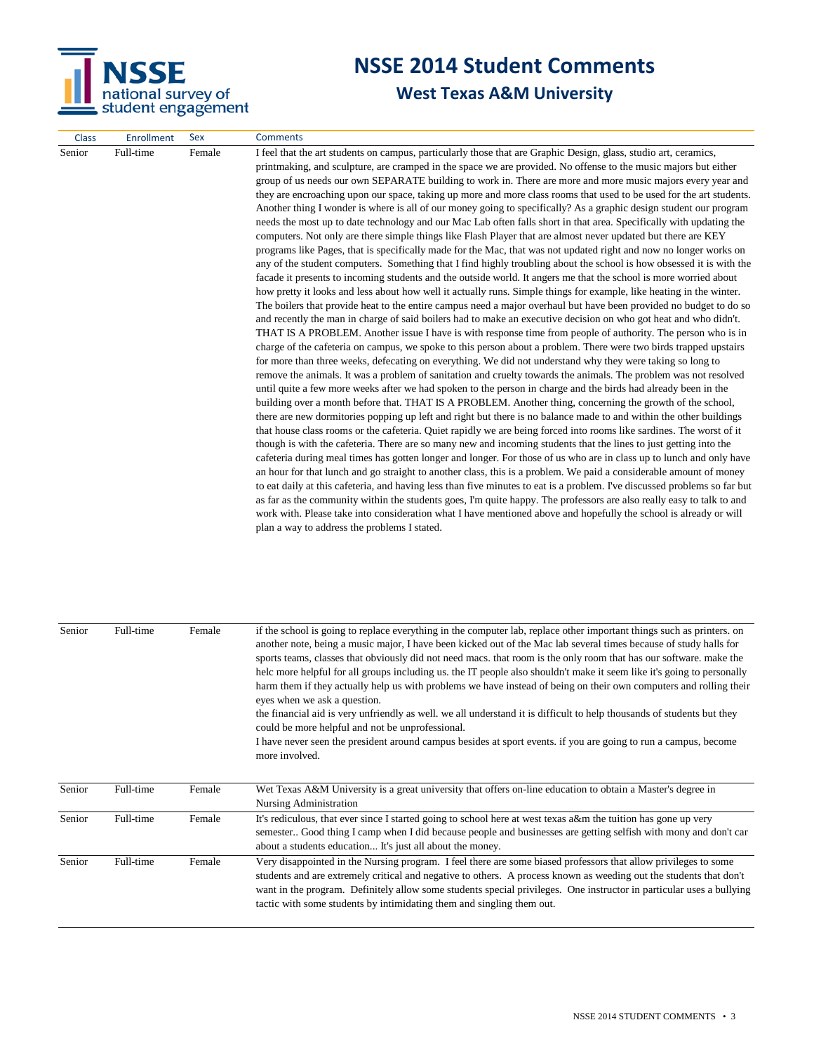# NSSE 2014 Student Comments

## West Texas A&M University

| Class | Enrollment | Sex | Comments |
|---|---|---|---|
| Senior | Full-time | Female | I feel that the art students on campus, particularly those that are Graphic Design, glass, studio art, ceramics, printmaking, and sculpture, are cramped in the space we are provided. No offense to the music majors but either group of us needs our own SEPARATE building to work in. There are more and more music majors every year and they are encroaching upon our space, taking up more and more class rooms that used to be used for the art students. Another thing I wonder is where is all of our money going to specifically? As a graphic design student our program needs the most up to date technology and our Mac Lab often falls short in that area. Specifically with updating the computers. Not only are there simple things like Flash Player that are almost never updated but there are KEY programs like Pages, that is specifically made for the Mac, that was not updated right and now no longer works on any of the student computers. Something that I find highly troubling about the school is how obsessed it is with the facade it presents to incoming students and the outside world. It angers me that the school is more worried about how pretty it looks and less about how well it actually runs. Simple things for example, like heating in the winter. The boilers that provide heat to the entire campus need a major overhaul but have been provided no budget to do so and recently the man in charge of said boilers had to make an executive decision on who got heat and who didn't. THAT IS A PROBLEM. Another issue I have is with response time from people of authority. The person who is in charge of the cafeteria on campus, we spoke to this person about a problem. There were two birds trapped upstairs for more than three weeks, defecating on everything. We did not understand why they were taking so long to remove the animals. It was a problem of sanitation and cruelty towards the animals. The problem was not resolved until quite a few more weeks after we had spoken to the person in charge and the birds had already been in the building over a month before that. THAT IS A PROBLEM. Another thing, concerning the growth of the school, there are new dormitories popping up left and right but there is no balance made to and within the other buildings that house class rooms or the cafeteria. Quiet rapidly we are being forced into rooms like sardines. The worst of it though is with the cafeteria. There are so many new and incoming students that the lines to just getting into the cafeteria during meal times has gotten longer and longer. For those of us who are in class up to lunch and only have an hour for that lunch and go straight to another class, this is a problem. We paid a considerable amount of money to eat daily at this cafeteria, and having less than five minutes to eat is a problem. I've discussed problems so far but as far as the community within the students goes, I'm quite happy. The professors are also really easy to talk to and work with. Please take into consideration what I have mentioned above and hopefully the school is already or will plan a way to address the problems I stated. |
| Senior | Full-time | Female | if the school is going to replace everything in the computer lab, replace other important things such as printers. on another note, being a music major, I have been kicked out of the Mac lab several times because of study halls for sports teams, classes that obviously did not need macs. that room is the only room that has our software. make the helc more helpful for all groups including us. the IT people also shouldn't make it seem like it's going to personally harm them if they actually help us with problems we have instead of being on their own computers and rolling their eyes when we ask a question.<br>the financial aid is very unfriendly as well. we all understand it is difficult to help thousands of students but they could be more helpful and not be unprofessional.<br>I have never seen the president around campus besides at sport events. if you are going to run a campus, become more involved. |
| Senior | Full-time | Female | Wet Texas A&M University is a great university that offers on-line education to obtain a Master's degree in Nursing Administration |
| Senior | Full-time | Female | It's rediculous, that ever since I started going to school here at west texas a&m the tuition has gone up very semester.. Good thing I camp when I did because people and businesses are getting selfish with mony and don't car about a students education... It's just all about the money. |
| Senior | Full-time | Female | Very disappointed in the Nursing program. I feel there are some biased professors that allow privileges to some students and are extremely critical and negative to others. A process known as weeding out the students that don't want in the program. Definitely allow some students special privileges. One instructor in particular uses a bullying tactic with some students by intimidating them and singling them out. |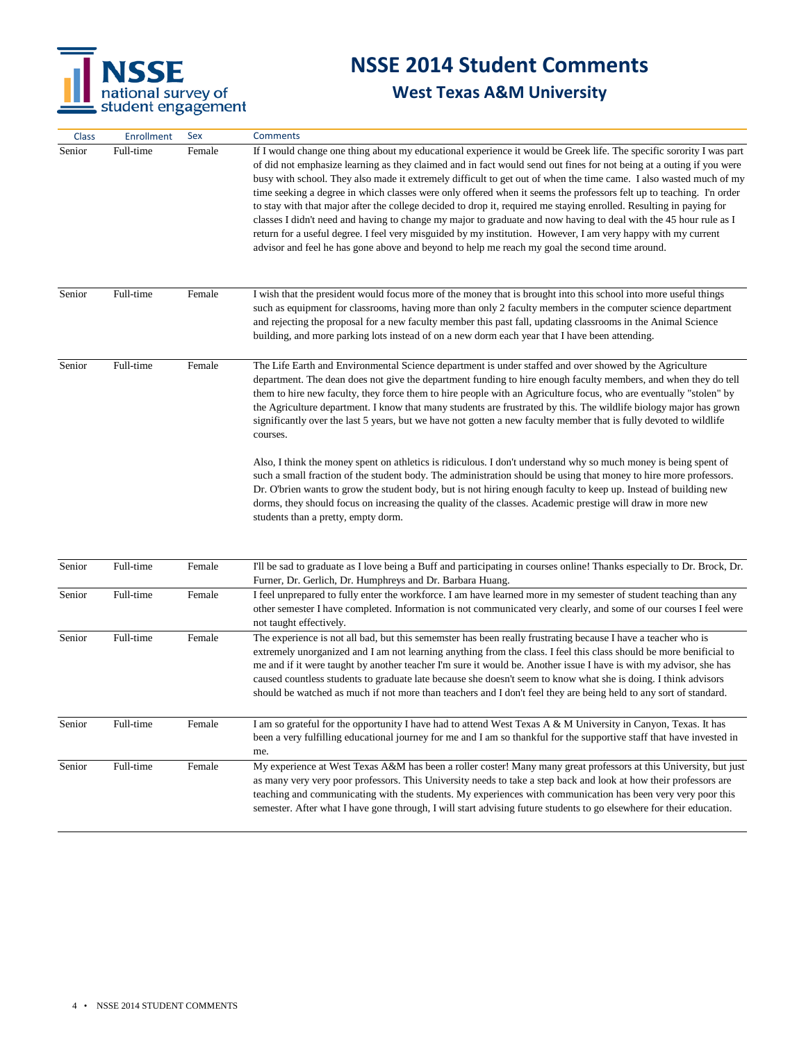# NSSE 2014 Student Comments

## West Texas A&M University

| Class | Enrollment | Sex | Comments |
|---|---|---|---|
| Senior | Full-time | Female | If I would change one thing about my educational experience it would be Greek life. The specific sorority I was part of did not emphasize learning as they claimed and in fact would send out fines for not being at a outing if you were busy with school. They also made it extremely difficult to get out of when the time came. I also wasted much of my time seeking a degree in which classes were only offered when it seems the professors felt up to teaching. I'n order to stay with that major after the college decided to drop it, required me staying enrolled. Resulting in paying for classes I didn't need and having to change my major to graduate and now having to deal with the 45 hour rule as I return for a useful degree. I feel very misguided by my institution. However, I am very happy with my current advisor and feel he has gone above and beyond to help me reach my goal the second time around. |
| Senior | Full-time | Female | I wish that the president would focus more of the money that is brought into this school into more useful things such as equipment for classrooms, having more than only 2 faculty members in the computer science department and rejecting the proposal for a new faculty member this past fall, updating classrooms in the Animal Science building, and more parking lots instead of on a new dorm each year that I have been attending. |
| Senior | Full-time | Female | The Life Earth and Environmental Science department is under staffed and over showed by the Agriculture department. The dean does not give the department funding to hire enough faculty members, and when they do tell them to hire new faculty, they force them to hire people with an Agriculture focus, who are eventually "stolen" by the Agriculture department. I know that many students are frustrated by this. The wildlife biology major has grown significantly over the last 5 years, but we have not gotten a new faculty member that is fully devoted to wildlife courses.<br><br>Also, I think the money spent on athletics is ridiculous. I don't understand why so much money is being spent of such a small fraction of the student body. The administration should be using that money to hire more professors. Dr. O'brien wants to grow the student body, but is not hiring enough faculty to keep up. Instead of building new dorms, they should focus on increasing the quality of the classes. Academic prestige will draw in more new students than a pretty, empty dorm. |
| Senior | Full-time | Female | I'll be sad to graduate as I love being a Buff and participating in courses online! Thanks especially to Dr. Brock, Dr. Furner, Dr. Gerlich, Dr. Humphreys and Dr. Barbara Huang. |
| Senior | Full-time | Female | I feel unprepared to fully enter the workforce. I am have learned more in my semester of student teaching than any other semester I have completed. Information is not communicated very clearly, and some of our courses I feel were not taught effectively. |
| Senior | Full-time | Female | The experience is not all bad, but this sememster has been really frustrating because I have a teacher who is extremely unorganized and I am not learning anything from the class. I feel this class should be more benificial to me and if it were taught by another teacher I'm sure it would be. Another issue I have is with my advisor, she has caused countless students to graduate late because she doesn't seem to know what she is doing. I think advisors should be watched as much if not more than teachers and I don't feel they are being held to any sort of standard. |
| Senior | Full-time | Female | I am so grateful for the opportunity I have had to attend West Texas A & M University in Canyon, Texas. It has been a very fulfilling educational journey for me and I am so thankful for the supportive staff that have invested in me. |
| Senior | Full-time | Female | My experience at West Texas A&M has been a roller coster! Many many great professors at this University, but just as many very very poor professors. This University needs to take a step back and look at how their professors are teaching and communicating with the students. My experiences with communication has been very very poor this semester. After what I have gone through, I will start advising future students to go elsewhere for their education. |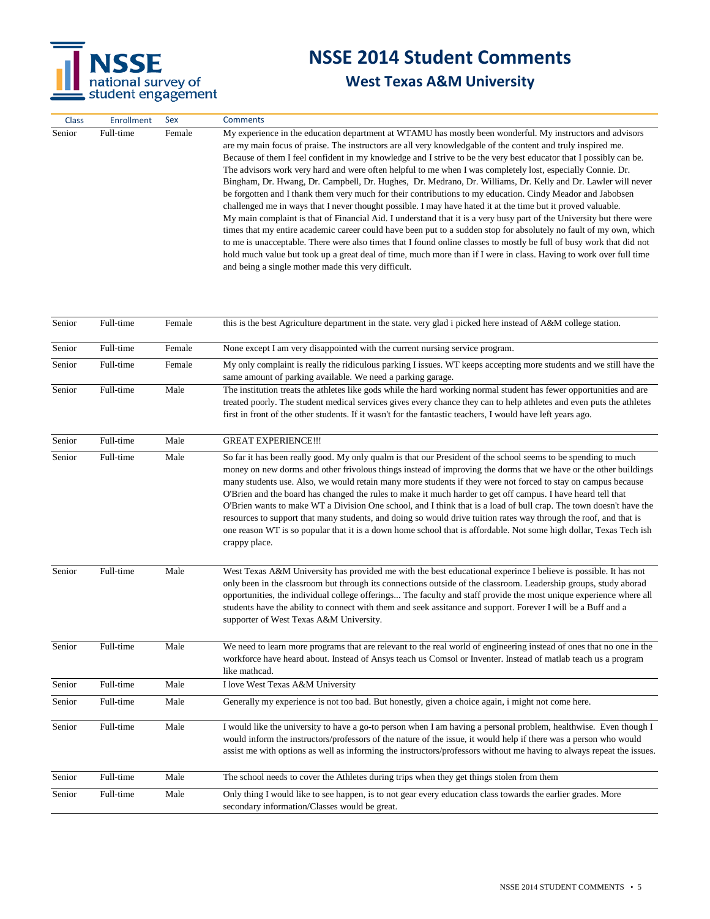# NSSE 2014 Student Comments

## West Texas A&M University

| Class | Enrollment | Sex | Comments |
|---|---|---|---|
| Senior | Full-time | Female | My experience in the education department at WTAMU has mostly been wonderful. My instructors and advisors are my main focus of praise. The instructors are all very knowledgable of the content and truly inspired me. Because of them I feel confident in my knowledge and I strive to be the very best educator that I possibly can be. The advisors work very hard and were often helpful to me when I was completely lost, especially Connie. Dr. Bingham, Dr. Hwang, Dr. Campbell, Dr. Hughes, Dr. Medrano, Dr. Williams, Dr. Kelly and Dr. Lawler will never be forgotten and I thank them very much for their contributions to my education. Cindy Meador and Jabobsen challenged me in ways that I never thought possible. I may have hated it at the time but it proved valuable. My main complaint is that of Financial Aid. I understand that it is a very busy part of the University but there were times that my entire academic career could have been put to a sudden stop for absolutely no fault of my own, which to me is unacceptable. There were also times that I found online classes to mostly be full of busy work that did not hold much value but took up a great deal of time, much more than if I were in class. Having to work over full time and being a single mother made this very difficult. |
| Senior | Full-time | Female | this is the best Agriculture department in the state. very glad i picked here instead of A&M college station. |
| Senior | Full-time | Female | None except I am very disappointed with the current nursing service program. |
| Senior | Full-time | Female | My only complaint is really the ridiculous parking I issues. WT keeps accepting more students and we still have the same amount of parking available. We need a parking garage. |
| Senior | Full-time | Male | The institution treats the athletes like gods while the hard working normal student has fewer opportunities and are treated poorly. The student medical services gives every chance they can to help athletes and even puts the athletes first in front of the other students. If it wasn't for the fantastic teachers, I would have left years ago. |
| Senior | Full-time | Male | GREAT EXPERIENCE!!! |
| Senior | Full-time | Male | So far it has been really good. My only qualm is that our President of the school seems to be spending to much money on new dorms and other frivolous things instead of improving the dorms that we have or the other buildings many students use. Also, we would retain many more students if they were not forced to stay on campus because O'Brien and the board has changed the rules to make it much harder to get off campus. I have heard tell that O'Brien wants to make WT a Division One school, and I think that is a load of bull crap. The town doesn't have the resources to support that many students, and doing so would drive tuition rates way through the roof, and that is one reason WT is so popular that it is a down home school that is affordable. Not some high dollar, Texas Tech ish crappy place. |
| Senior | Full-time | Male | West Texas A&M University has provided me with the best educational experince I believe is possible. It has not only been in the classroom but through its connections outside of the classroom. Leadership groups, study aborad opportunities, the individual college offerings... The faculty and staff provide the most unique experience where all students have the ability to connect with them and seek assitance and support. Forever I will be a Buff and a supporter of West Texas A&M University. |
| Senior | Full-time | Male | We need to learn more programs that are relevant to the real world of engineering instead of ones that no one in the workforce have heard about. Instead of Ansys teach us Comsol or Inventer. Instead of matlab teach us a program like mathcad. |
| Senior | Full-time | Male | I love West Texas A&M University |
| Senior | Full-time | Male | Generally my experience is not too bad. But honestly, given a choice again, i might not come here. |
| Senior | Full-time | Male | I would like the university to have a go-to person when I am having a personal problem, healthwise. Even though I would inform the instructors/professors of the nature of the issue, it would help if there was a person who would assist me with options as well as informing the instructors/professors without me having to always repeat the issues. |
| Senior | Full-time | Male | The school needs to cover the Athletes during trips when they get things stolen from them |
| Senior | Full-time | Male | Only thing I would like to see happen, is to not gear every education class towards the earlier grades. More secondary information/Classes would be great. |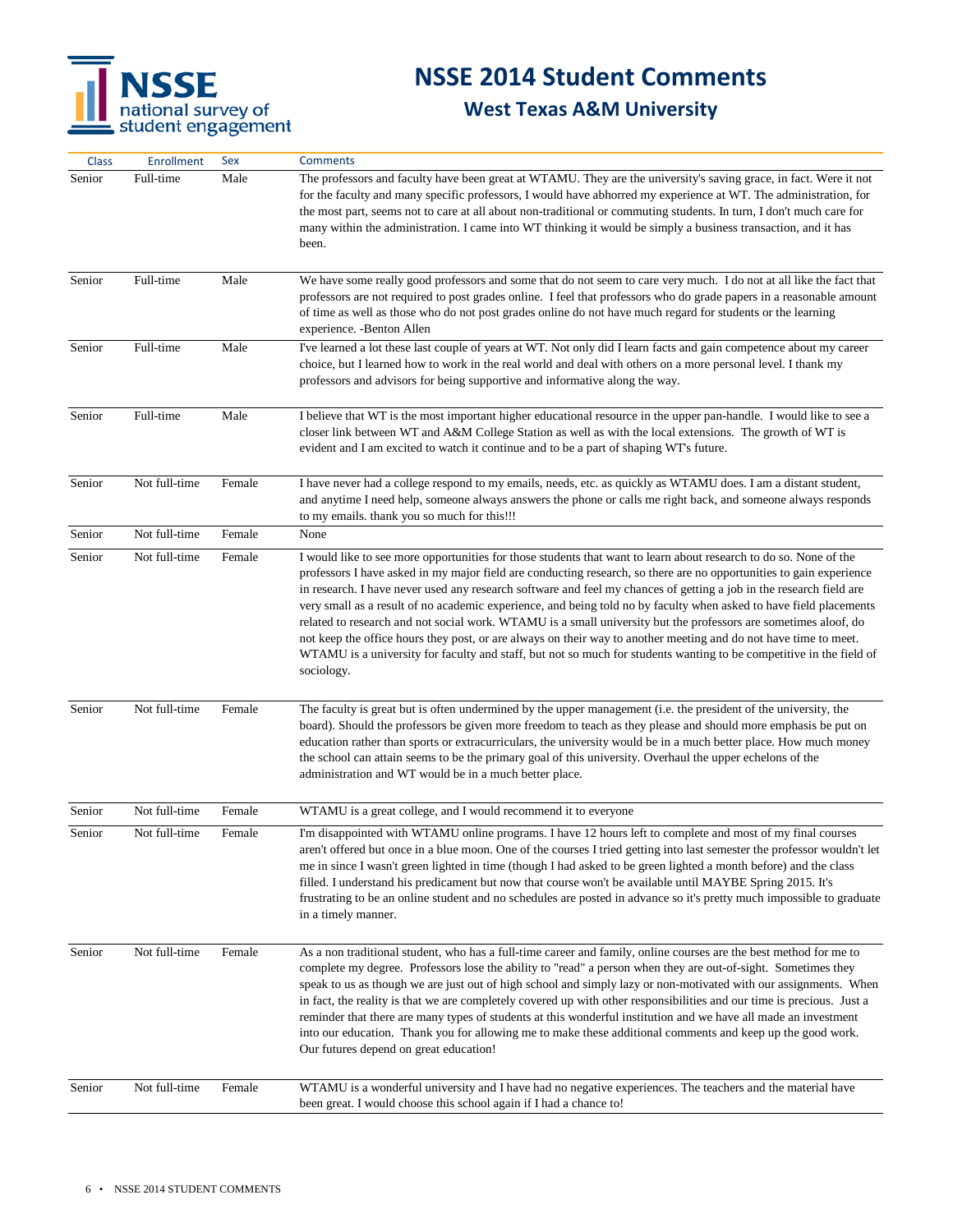# NSSE 2014 Student Comments

## West Texas A&M University

| Class | Enrollment | Sex | Comments |
|---|---|---|---|
| Senior | Full-time | Male | The professors and faculty have been great at WTAMU. They are the university's saving grace, in fact. Were it not for the faculty and many specific professors, I would have abhorred my experience at WT. The administration, for the most part, seems not to care at all about non-traditional or commuting students. In turn, I don't much care for many within the administration. I came into WT thinking it would be simply a business transaction, and it has been. |
| Senior | Full-time | Male | We have some really good professors and some that do not seem to care very much. I do not at all like the fact that professors are not required to post grades online. I feel that professors who do grade papers in a reasonable amount of time as well as those who do not post grades online do not have much regard for students or the learning experience. -Benton Allen |
| Senior | Full-time | Male | I've learned a lot these last couple of years at WT. Not only did I learn facts and gain competence about my career choice, but I learned how to work in the real world and deal with others on a more personal level. I thank my professors and advisors for being supportive and informative along the way. |
| Senior | Full-time | Male | I believe that WT is the most important higher educational resource in the upper pan-handle. I would like to see a closer link between WT and A&M College Station as well as with the local extensions. The growth of WT is evident and I am excited to watch it continue and to be a part of shaping WT's future. |
| Senior | Not full-time | Female | I have never had a college respond to my emails, needs, etc. as quickly as WTAMU does. I am a distant student, and anytime I need help, someone always answers the phone or calls me right back, and someone always responds to my emails. thank you so much for this!!! |
| Senior | Not full-time | Female | None |
| Senior | Not full-time | Female | I would like to see more opportunities for those students that want to learn about research to do so. None of the professors I have asked in my major field are conducting research, so there are no opportunities to gain experience in research. I have never used any research software and feel my chances of getting a job in the research field are very small as a result of no academic experience, and being told no by faculty when asked to have field placements related to research and not social work. WTAMU is a small university but the professors are sometimes aloof, do not keep the office hours they post, or are always on their way to another meeting and do not have time to meet. WTAMU is a university for faculty and staff, but not so much for students wanting to be competitive in the field of sociology. |
| Senior | Not full-time | Female | The faculty is great but is often undermined by the upper management (i.e. the president of the university, the board). Should the professors be given more freedom to teach as they please and should more emphasis be put on education rather than sports or extracurriculars, the university would be in a much better place. How much money the school can attain seems to be the primary goal of this university. Overhaul the upper echelons of the administration and WT would be in a much better place. |
| Senior | Not full-time | Female | WTAMU is a great college, and I would recommend it to everyone |
| Senior | Not full-time | Female | I'm disappointed with WTAMU online programs. I have 12 hours left to complete and most of my final courses aren't offered but once in a blue moon. One of the courses I tried getting into last semester the professor wouldn't let me in since I wasn't green lighted in time (though I had asked to be green lighted a month before) and the class filled. I understand his predicament but now that course won't be available until MAYBE Spring 2015. It's frustrating to be an online student and no schedules are posted in advance so it's pretty much impossible to graduate in a timely manner. |
| Senior | Not full-time | Female | As a non traditional student, who has a full-time career and family, online courses are the best method for me to complete my degree. Professors lose the ability to "read" a person when they are out-of-sight. Sometimes they speak to us as though we are just out of high school and simply lazy or non-motivated with our assignments. When in fact, the reality is that we are completely covered up with other responsibilities and our time is precious. Just a reminder that there are many types of students at this wonderful institution and we have all made an investment into our education. Thank you for allowing me to make these additional comments and keep up the good work. Our futures depend on great education! |
| Senior | Not full-time | Female | WTAMU is a wonderful university and I have had no negative experiences. The teachers and the material have been great. I would choose this school again if I had a chance to! |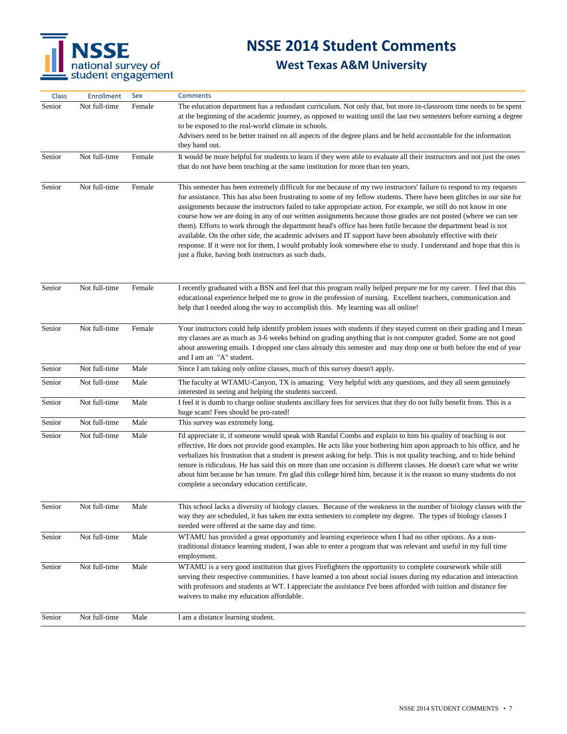# NSSE 2014 Student Comments

## West Texas A&M University

| Class | Enrollment | Sex | Comments |
|---|---|---|---|
| Senior | Not full-time | Female | The education department has a redundant curriculum. Not only that, but more in-classroom time needs to be spent at the beginning of the academic journey, as opposed to waiting until the last two semesters before earning a degree to be exposed to the real-world climate in schools. Advisers need to be better trained on all aspects of the degree plans and be held accountable for the information they hand out. |
| Senior | Not full-time | Female | It would be more helpful for students to learn if they were able to evaluate all their instructors and not just the ones that do not have been teaching at the same institution for more than ten years. |
| Senior | Not full-time | Female | This semester has been extremely difficult for me because of my two instructors' failure to respond to my requests for assistance. This has also been frustrating to some of my fellow students. There have been glitches in our site for assignments because the instructors failed to take appropriate action. For example, we still do not know in one course how we are doing in any of our written assignments because those grades are not posted (where we can see them). Efforts to work through the department head's office has been futile because the department head is not available. On the other side, the academic advisers and IT support have been absolutely effective with their response. If it were not for them, I would probably look somewhere else to study. I understand and hope that this is just a fluke, having both instructors as such duds. |
| Senior | Not full-time | Female | I recently graduated with a BSN and feel that this program really helped prepare me for my career. I feel that this educational experience helped me to grow in the profession of nursing. Excellent teachers, communication and help that I needed along the way to accomplish this. My learning was all online! |
| Senior | Not full-time | Female | Your instructors could help identify problem issues with students if they stayed current on their grading and I mean my classes are as much as 3-6 weeks behind on grading anything that is not computer graded. Some are not good about answering emails. I dropped one class already this semester and may drop one or both before the end of year and I am an "A" student. |
| Senior | Not full-time | Male | Since I am taking only online classes, much of this survey doesn't apply. |
| Senior | Not full-time | Male | The faculty at WTAMU-Canyon, TX is amazing. Very helpful with any questions, and they all seem genuinely interested in seeing and helping the students succeed. |
| Senior | Not full-time | Male | I feel it is dumb to charge online students ancillary fees for services that they do not fully benefit from. This is a huge scam! Fees should be pro-rated! |
| Senior | Not full-time | Male | This survey was extremely long. |
| Senior | Not full-time | Male | I'd appreciate it, if someone would speak with Randal Combs and explain to him his quality of teaching is not effective. He does not provide good examples. He acts like your bothering him upon approach to his office, and he verbalizes his frustration that a student is present asking for help. This is not quality teaching, and to hide behind tenure is ridiculous. He has said this on more than one occasion is different classes. He doesn't care what we write about him because he has tenure. I'm glad this college hired him, because it is the reason so many students do not complete a secondary education certificate. |
| Senior | Not full-time | Male | This school lacks a diversity of biology classes. Because of the weakness in the number of biology classes with the way they are scheduled, it has taken me extra semesters to complete my degree. The types of biology classes I needed were offered at the same day and time. |
| Senior | Not full-time | Male | WTAMU has provided a great opportunity and learning experience when I had no other options. As a non-traditional distance learning student, I was able to enter a program that was relevant and useful in my full time employment. |
| Senior | Not full-time | Male | WTAMU is a very good institution that gives Firefighters the opportunity to complete coursework while still serving their respective communities. I have learned a ton about social issues during my education and interaction with professors and students at WT. I appreciate the assistance I've been afforded with tuition and distance fee waivers to make my education affordable. |
| Senior | Not full-time | Male | I am a distance learning student. |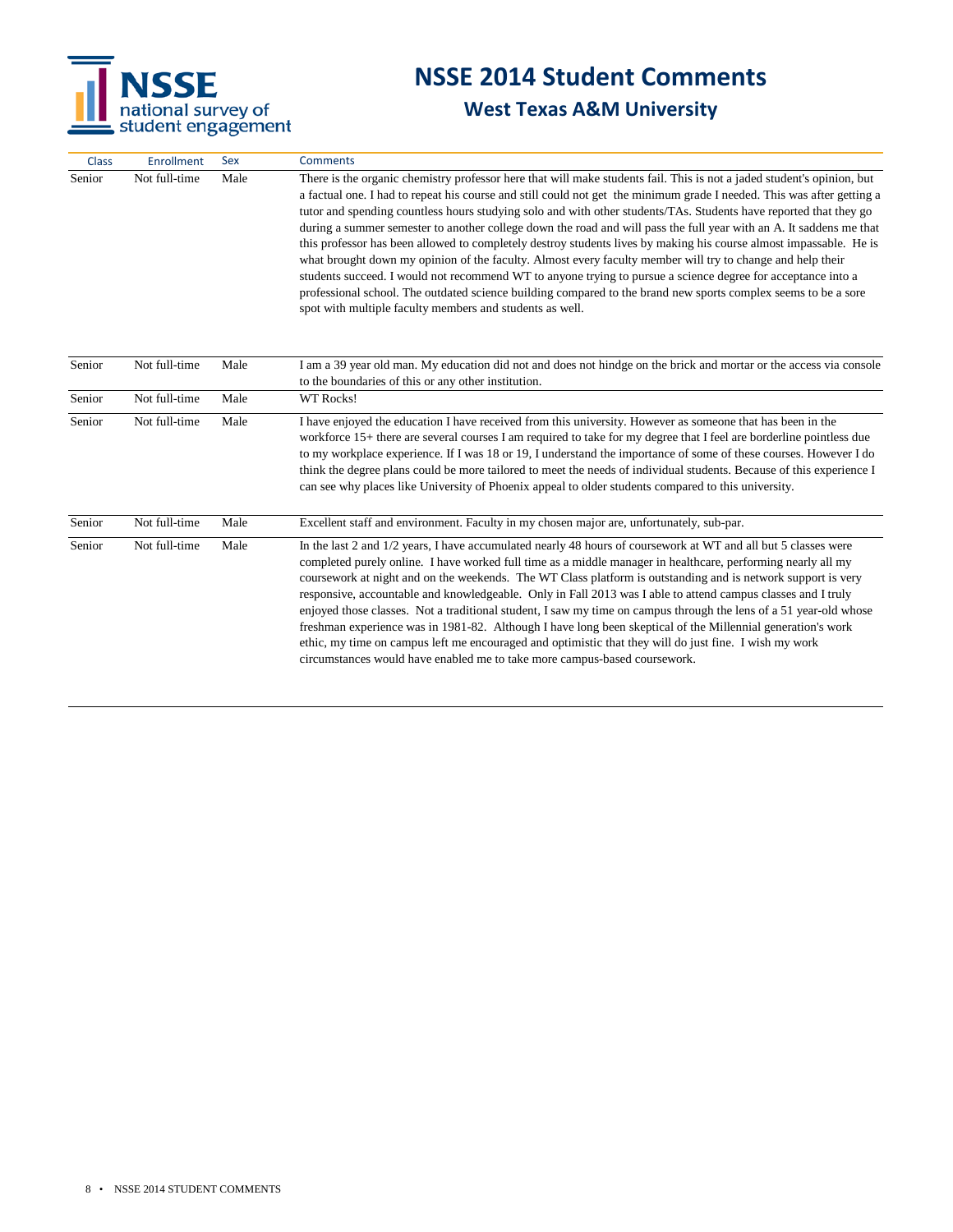# NSSE 2014 Student Comments

## West Texas A&M University

| Class | Enrollment | Sex | Comments |
|---|---|---|---|
| Senior | Not full-time | Male | There is the organic chemistry professor here that will make students fail. This is not a jaded student's opinion, but a factual one. I had to repeat his course and still could not get the minimum grade I needed. This was after getting a tutor and spending countless hours studying solo and with other students/TAs. Students have reported that they go during a summer semester to another college down the road and will pass the full year with an A. It saddens me that this professor has been allowed to completely destroy students lives by making his course almost impassable. He is what brought down my opinion of the faculty. Almost every faculty member will try to change and help their students succeed. I would not recommend WT to anyone trying to pursue a science degree for acceptance into a professional school. The outdated science building compared to the brand new sports complex seems to be a sore spot with multiple faculty members and students as well. |
| Senior | Not full-time | Male | I am a 39 year old man. My education did not and does not hindge on the brick and mortar or the access via console to the boundaries of this or any other institution. |
| Senior | Not full-time | Male | WT Rocks! |
| Senior | Not full-time | Male | I have enjoyed the education I have received from this university. However as someone that has been in the workforce 15+ there are several courses I am required to take for my degree that I feel are borderline pointless due to my workplace experience. If I was 18 or 19, I understand the importance of some of these courses. However I do think the degree plans could be more tailored to meet the needs of individual students. Because of this experience I can see why places like University of Phoenix appeal to older students compared to this university. |
| Senior | Not full-time | Male | Excellent staff and environment. Faculty in my chosen major are, unfortunately, sub-par. |
| Senior | Not full-time | Male | In the last 2 and 1/2 years, I have accumulated nearly 48 hours of coursework at WT and all but 5 classes were completed purely online. I have worked full time as a middle manager in healthcare, performing nearly all my coursework at night and on the weekends. The WT Class platform is outstanding and is network support is very responsive, accountable and knowledgeable. Only in Fall 2013 was I able to attend campus classes and I truly enjoyed those classes. Not a traditional student, I saw my time on campus through the lens of a 51 year-old whose freshman experience was in 1981-82. Although I have long been skeptical of the Millennial generation's work ethic, my time on campus left me encouraged and optimistic that they will do just fine. I wish my work circumstances would have enabled me to take more campus-based coursework. |